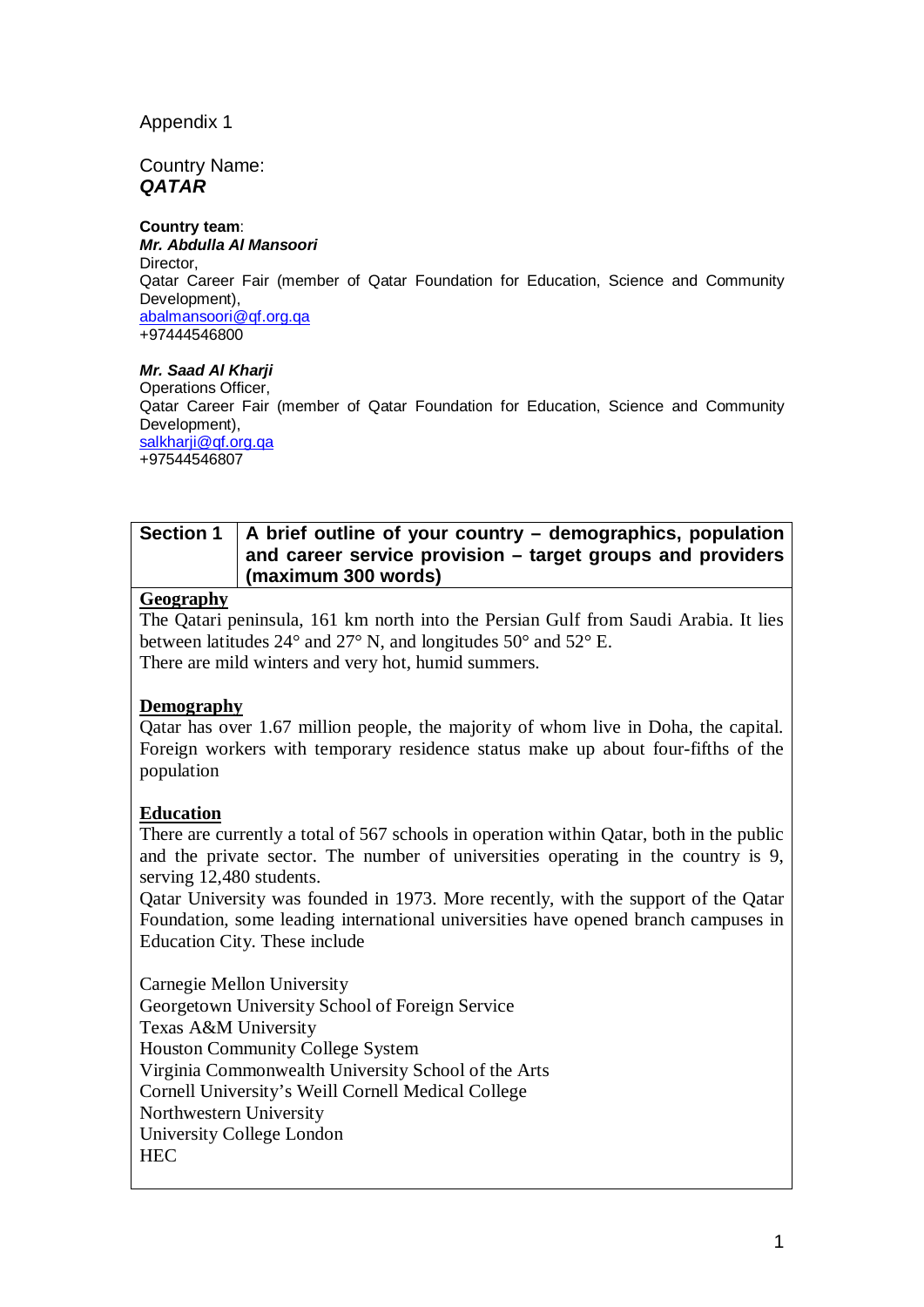Appendix 1

Country Name:
***QATAR***

**Country team**:
***Mr. Abdulla Al Mansoori***
Director,
Qatar Career Fair (member of Qatar Foundation for Education, Science and Community Development),
abalmansoori@qf.org.qa
+97444546800

***Mr. Saad Al Kharji***
Operations Officer,
Qatar Career Fair (member of Qatar Foundation for Education, Science and Community Development),
salkharji@qf.org.qa
+97544546807

| **Section 1** | **A brief outline of your country – demographics, population and career service provision – target groups and providers (maximum 300 words)** |
|---|---|

**Geography**

The Qatari peninsula, 161 km north into the Persian Gulf from Saudi Arabia. It lies between latitudes 24° and 27° N, and longitudes 50° and 52° E.
There are mild winters and very hot, humid summers.

**Demography**

Qatar has over 1.67 million people, the majority of whom live in Doha, the capital. Foreign workers with temporary residence status make up about four-fifths of the population

**Education**

There are currently a total of 567 schools in operation within Qatar, both in the public and the private sector. The number of universities operating in the country is 9, serving 12,480 students.
Qatar University was founded in 1973. More recently, with the support of the Qatar Foundation, some leading international universities have opened branch campuses in Education City. These include

Carnegie Mellon University
Georgetown University School of Foreign Service
Texas A&M University
Houston Community College System
Virginia Commonwealth University School of the Arts
Cornell University's Weill Cornell Medical College
Northwestern University
University College London
HEC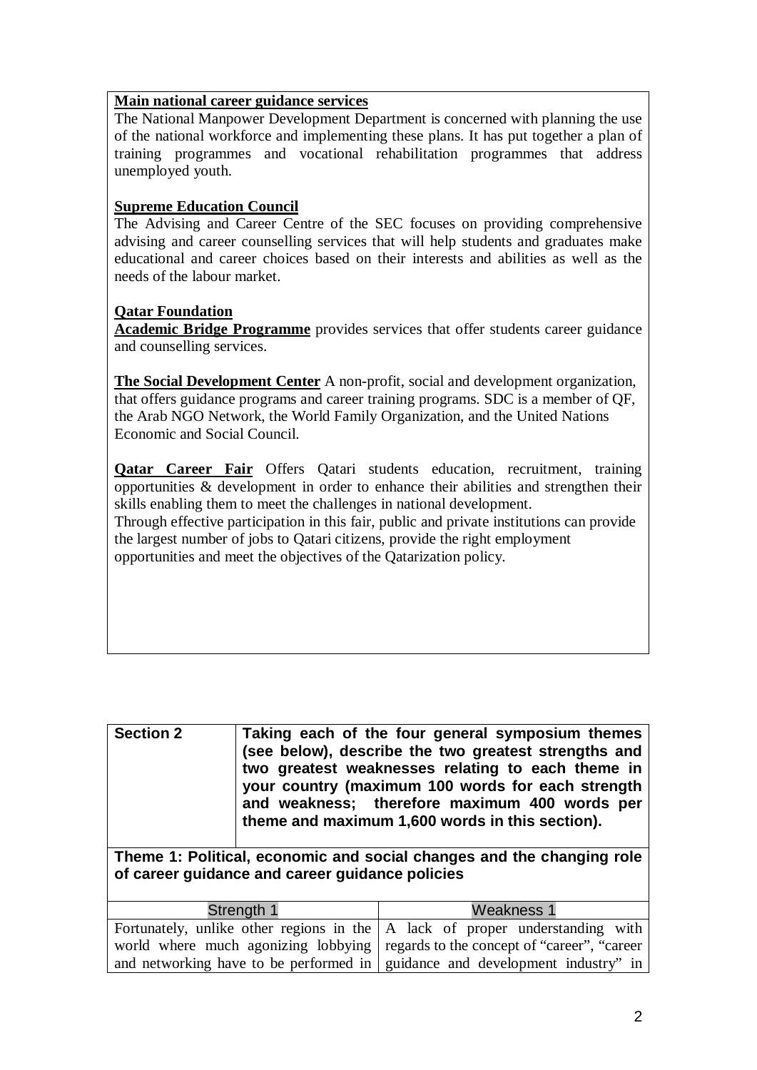**Main national career guidance services**

The National Manpower Development Department is concerned with planning the use of the national workforce and implementing these plans. It has put together a plan of training programmes and vocational rehabilitation programmes that address unemployed youth.

**Supreme Education Council**

The Advising and Career Centre of the SEC focuses on providing comprehensive advising and career counselling services that will help students and graduates make educational and career choices based on their interests and abilities as well as the needs of the labour market.

**Qatar Foundation**

**Academic Bridge Programme** provides services that offer students career guidance and counselling services.

**The Social Development Center** A non-profit, social and development organization, that offers guidance programs and career training programs. SDC is a member of QF, the Arab NGO Network, the World Family Organization, and the United Nations Economic and Social Council.

**Qatar Career Fair** Offers Qatari students education, recruitment, training opportunities & development in order to enhance their abilities and strengthen their skills enabling them to meet the challenges in national development.

Through effective participation in this fair, public and private institutions can provide the largest number of jobs to Qatari citizens, provide the right employment opportunities and meet the objectives of the Qatarization policy.

| **Section 2** | **Taking each of the four general symposium themes (see below), describe the two greatest strengths and two greatest weaknesses relating to each theme in your country (maximum 100 words for each strength and weakness; therefore maximum 400 words per theme and maximum 1,600 words in this section).** |
|---|---|

**Theme 1: Political, economic and social changes and the changing role of career guidance and career guidance policies**

| Strength 1 | Weakness 1 |
|---|---|
| Fortunately, unlike other regions in the world where much agonizing lobbying and networking have to be performed in | A lack of proper understanding with regards to the concept of "career", "career guidance and development industry" in |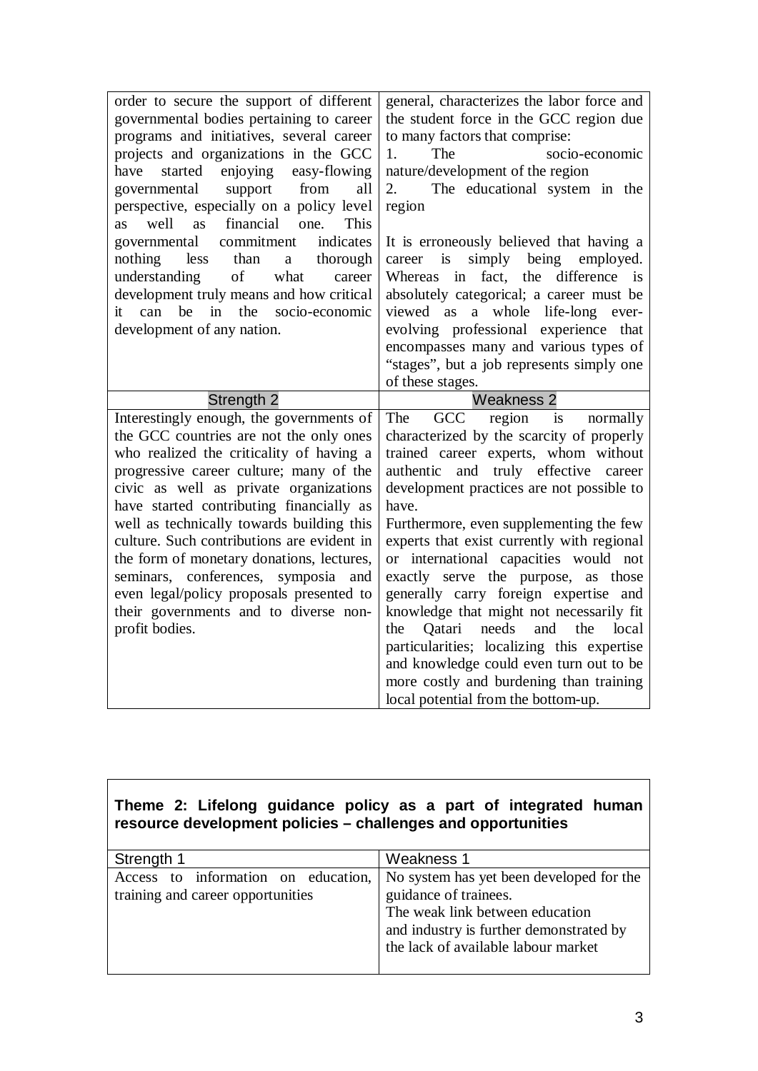| | |
|---|---|
| order to secure the support of different governmental bodies pertaining to career programs and initiatives, several career projects and organizations in the GCC have started enjoying easy-flowing governmental support from all perspective, especially on a policy level as well as financial one. This governmental commitment indicates nothing less than a thorough understanding of what career development truly means and how critical it can be in the socio-economic development of any nation. | general, characterizes the labor force and the student force in the GCC region due to many factors that comprise:<br>1. The socio-economic nature/development of the region<br>2. The educational system in the region<br><br>It is erroneously believed that having a career is simply being employed. Whereas in fact, the difference is absolutely categorical; a career must be viewed as a whole life-long ever-evolving professional experience that encompasses many and various types of "stages", but a job represents simply one of these stages. |
| Strength 2 | Weakness 2 |
| Interestingly enough, the governments of the GCC countries are not the only ones who realized the criticality of having a progressive career culture; many of the civic as well as private organizations have started contributing financially as well as technically towards building this culture. Such contributions are evident in the form of monetary donations, lectures, seminars, conferences, symposia and even legal/policy proposals presented to their governments and to diverse non-profit bodies. | The GCC region is normally characterized by the scarcity of properly trained career experts, whom without authentic and truly effective career development practices are not possible to have.<br>Furthermore, even supplementing the few experts that exist currently with regional or international capacities would not exactly serve the purpose, as those generally carry foreign expertise and knowledge that might not necessarily fit the Qatari needs and the local particularities; localizing this expertise and knowledge could even turn out to be more costly and burdening than training local potential from the bottom-up. |

**Theme 2: Lifelong guidance policy as a part of integrated human resource development policies – challenges and opportunities**

| Strength 1 | Weakness 1 |
|---|---|
| Access to information on education, training and career opportunities | No system has yet been developed for the guidance of trainees.<br>The weak link between education and industry is further demonstrated by the lack of available labour market |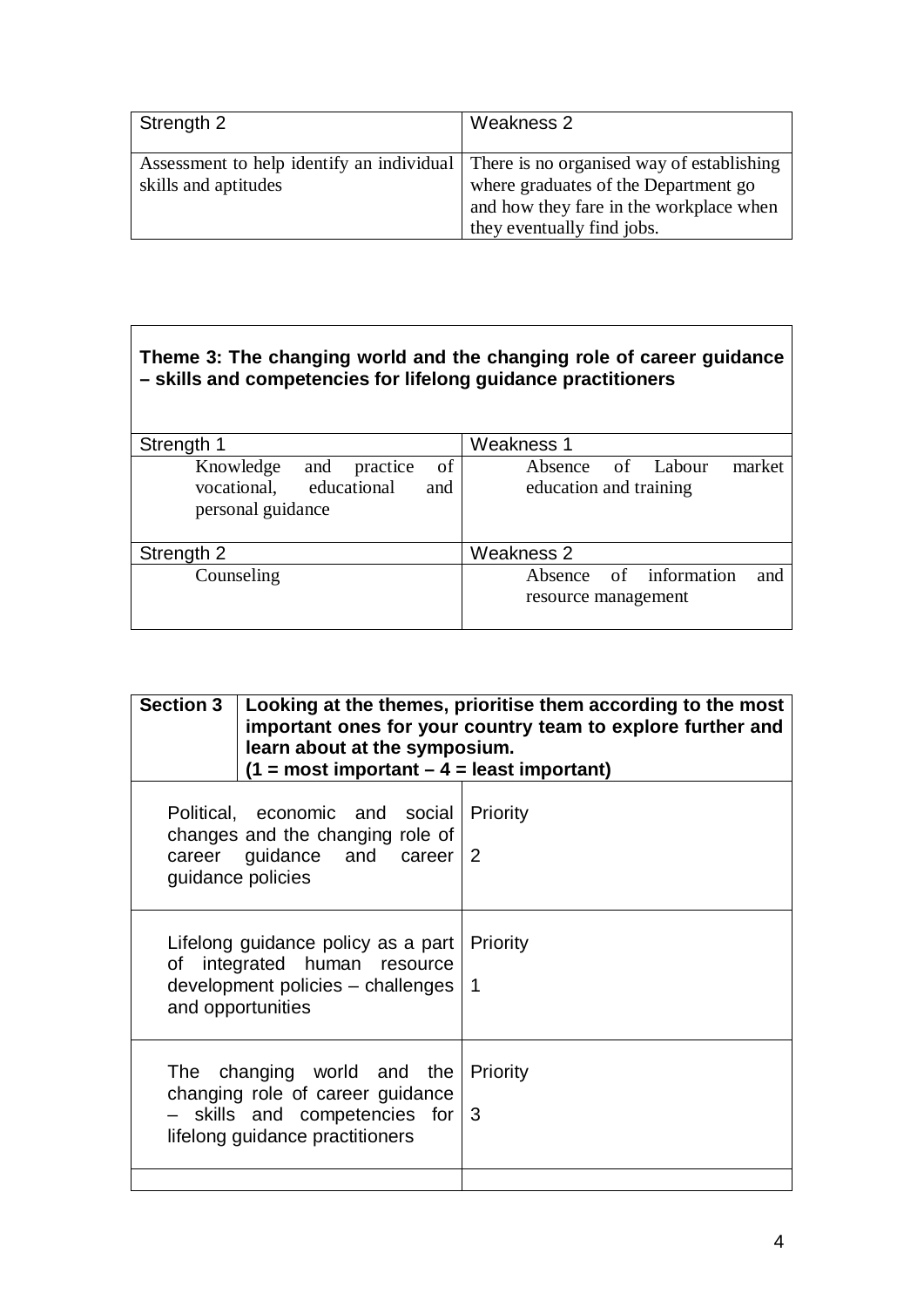| Strength 2 | Weakness 2 |
|---|---|
| Assessment to help identify an individual skills and aptitudes | There is no organised way of establishing where graduates of the Department go and how they fare in the workplace when they eventually find jobs. |

**Theme 3: The changing world and the changing role of career guidance – skills and competencies for lifelong guidance practitioners**

| Strength 1 | Weakness 1 |
|---|---|
| Knowledge and practice of vocational, educational and personal guidance | Absence of Labour market education and training |
| **Strength 2** | **Weakness 2** |
| Counseling | Absence of information and resource management |

| **Section 3** | **Looking at the themes, prioritise them according to the most important ones for your country team to explore further and learn about at the symposium. (1 = most important – 4 = least important)** |
|---|---|
| Political, economic and social changes and the changing role of career guidance and career guidance policies | Priority<br>2 |
| Lifelong guidance policy as a part of integrated human resource development policies – challenges and opportunities | Priority<br>1 |
| The changing world and the changing role of career guidance – skills and competencies for lifelong guidance practitioners | Priority<br>3 |
| | |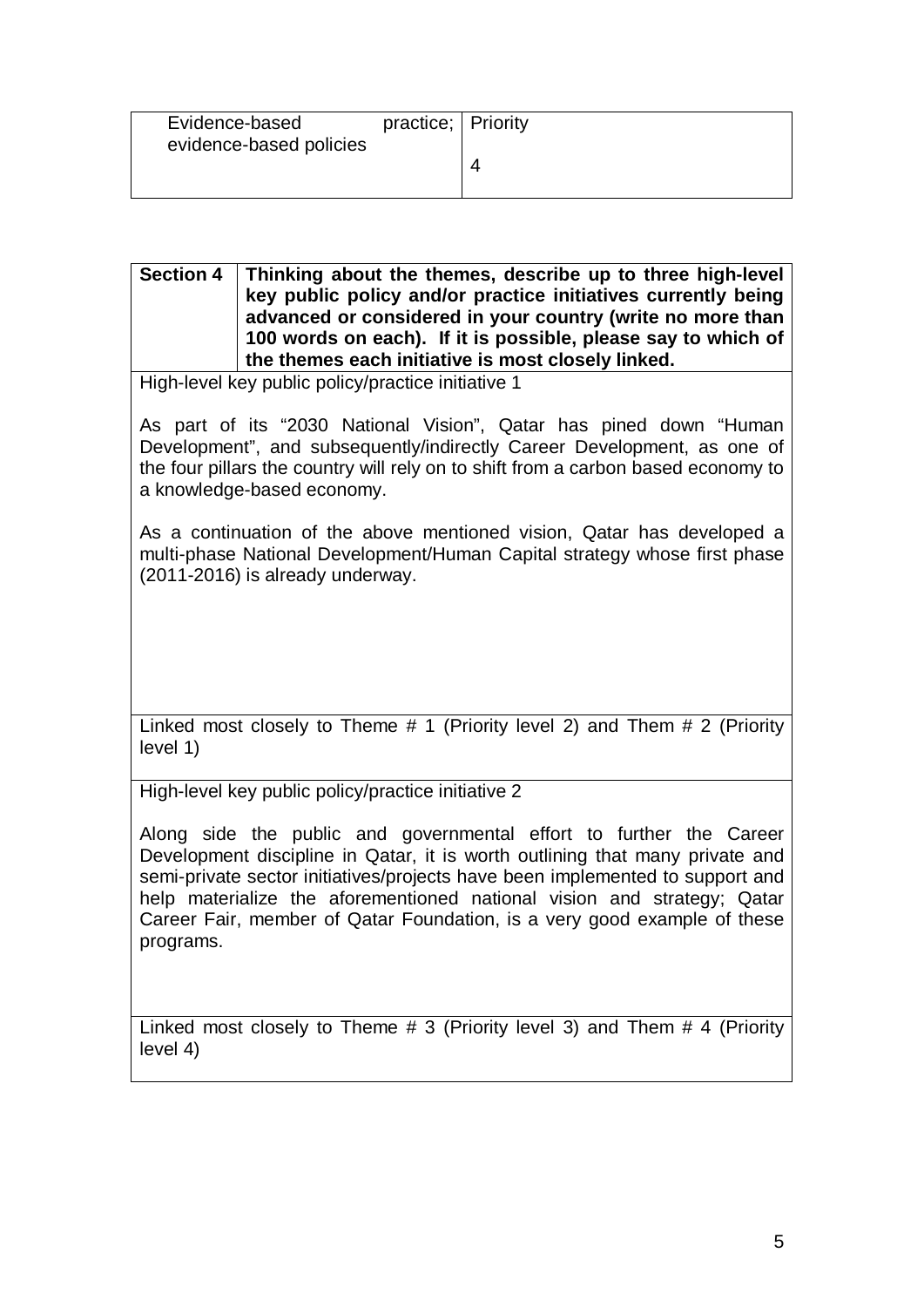| Evidence-based practice; evidence-based policies | Priority<br><br>4 |
|---|---|

| Section 4 | Thinking about the themes, describe up to three high-level key public policy and/or practice initiatives currently being advanced or considered in your country (write no more than 100 words on each). If it is possible, please say to which of the themes each initiative is most closely linked. |
|---|---|

High-level key public policy/practice initiative 1

As part of its "2030 National Vision", Qatar has pined down "Human Development", and subsequently/indirectly Career Development, as one of the four pillars the country will rely on to shift from a carbon based economy to a knowledge-based economy.

As a continuation of the above mentioned vision, Qatar has developed a multi-phase National Development/Human Capital strategy whose first phase (2011-2016) is already underway.

Linked most closely to Theme # 1 (Priority level 2) and Them # 2 (Priority level 1)

High-level key public policy/practice initiative 2

Along side the public and governmental effort to further the Career Development discipline in Qatar, it is worth outlining that many private and semi-private sector initiatives/projects have been implemented to support and help materialize the aforementioned national vision and strategy; Qatar Career Fair, member of Qatar Foundation, is a very good example of these programs.

Linked most closely to Theme # 3 (Priority level 3) and Them # 4 (Priority level 4)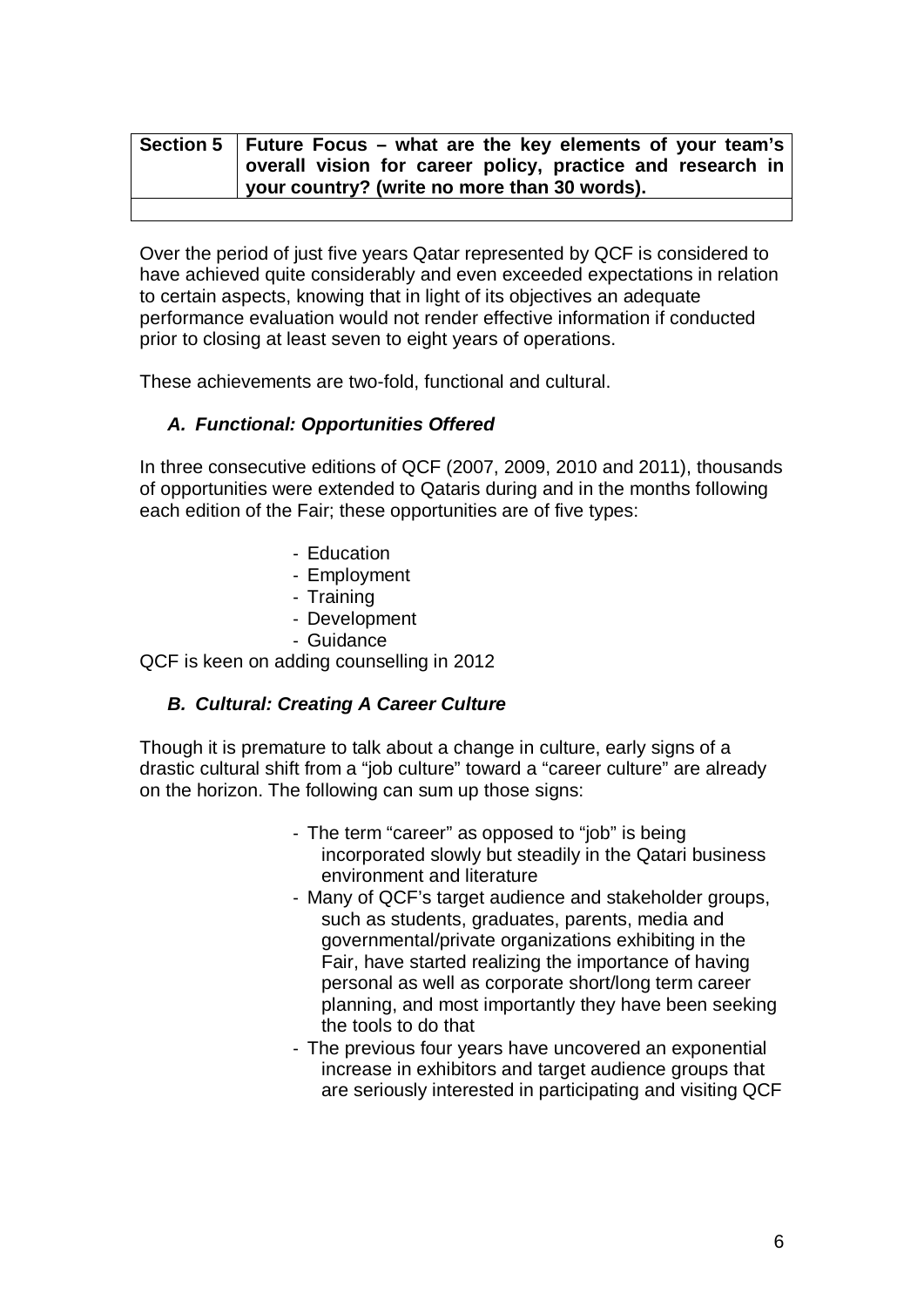| Section 5 | Future Focus – what are the key elements of your team's overall vision for career policy, practice and research in your country? (write no more than 30 words). |
|---|---|
| | |

Over the period of just five years Qatar represented by QCF is considered to have achieved quite considerably and even exceeded expectations in relation to certain aspects, knowing that in light of its objectives an adequate performance evaluation would not render effective information if conducted prior to closing at least seven to eight years of operations.

These achievements are two-fold, functional and cultural.

### *A. Functional: Opportunities Offered*

In three consecutive editions of QCF (2007, 2009, 2010 and 2011), thousands of opportunities were extended to Qataris during and in the months following each edition of the Fair; these opportunities are of five types:

- Education
- Employment
- Training
- Development
- Guidance

QCF is keen on adding counselling in 2012

### *B. Cultural: Creating A Career Culture*

Though it is premature to talk about a change in culture, early signs of a drastic cultural shift from a "job culture" toward a "career culture" are already on the horizon. The following can sum up those signs:

- The term "career" as opposed to "job" is being incorporated slowly but steadily in the Qatari business environment and literature
- Many of QCF's target audience and stakeholder groups, such as students, graduates, parents, media and governmental/private organizations exhibiting in the Fair, have started realizing the importance of having personal as well as corporate short/long term career planning, and most importantly they have been seeking the tools to do that
- The previous four years have uncovered an exponential increase in exhibitors and target audience groups that are seriously interested in participating and visiting QCF